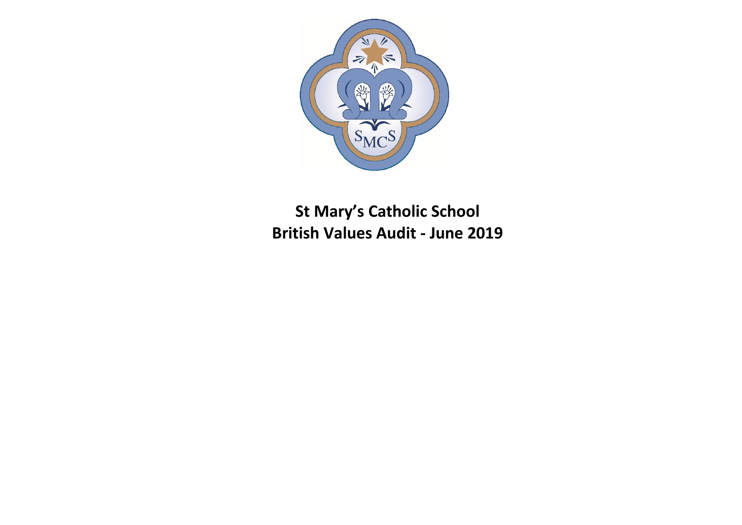# St Mary's Catholic School
# British Values Audit - June 2019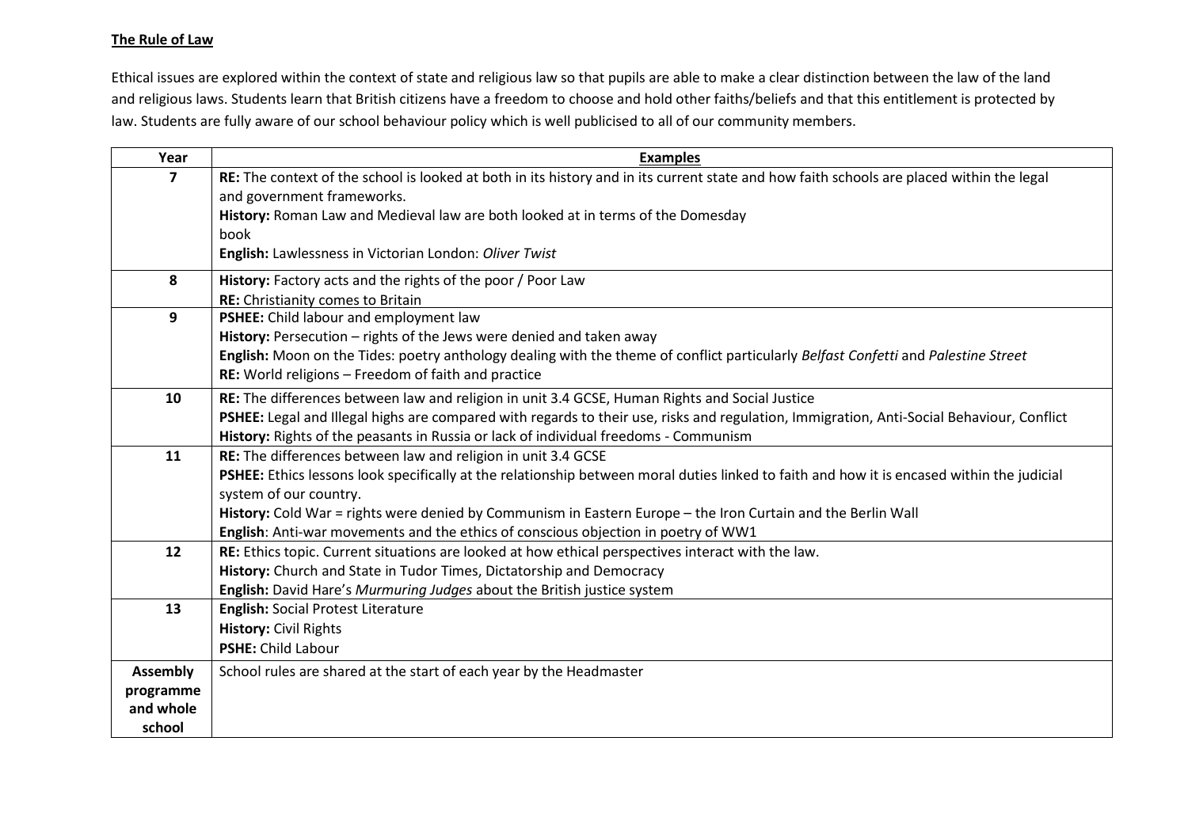**The Rule of Law**

Ethical issues are explored within the context of state and religious law so that pupils are able to make a clear distinction between the law of the land and religious laws. Students learn that British citizens have a freedom to choose and hold other faiths/beliefs and that this entitlement is protected by law. Students are fully aware of our school behaviour policy which is well publicised to all of our community members.

| Year | Examples |
|---|---|
| **7** | **RE:** The context of the school is looked at both in its history and in its current state and how faith schools are placed within the legal and government frameworks.<br>**History:** Roman Law and Medieval law are both looked at in terms of the Domesday book<br>**English:** Lawlessness in Victorian London: *Oliver Twist* |
| **8** | **History:** Factory acts and the rights of the poor / Poor Law<br>**RE:** Christianity comes to Britain |
| **9** | **PSHEE:** Child labour and employment law<br>**History:** Persecution – rights of the Jews were denied and taken away<br>**English:** Moon on the Tides: poetry anthology dealing with the theme of conflict particularly *Belfast Confetti* and *Palestine Street*<br>**RE:** World religions – Freedom of faith and practice |
| **10** | **RE:** The differences between law and religion in unit 3.4 GCSE, Human Rights and Social Justice<br>**PSHEE:** Legal and Illegal highs are compared with regards to their use, risks and regulation, Immigration, Anti-Social Behaviour, Conflict<br>**History:** Rights of the peasants in Russia or lack of individual freedoms - Communism |
| **11** | **RE:** The differences between law and religion in unit 3.4 GCSE<br>**PSHEE:** Ethics lessons look specifically at the relationship between moral duties linked to faith and how it is encased within the judicial system of our country.<br>**History:** Cold War = rights were denied by Communism in Eastern Europe – the Iron Curtain and the Berlin Wall<br>**English**: Anti-war movements and the ethics of conscious objection in poetry of WW1 |
| **12** | **RE:** Ethics topic. Current situations are looked at how ethical perspectives interact with the law.<br>**History:** Church and State in Tudor Times, Dictatorship and Democracy<br>**English:** David Hare's *Murmuring Judges* about the British justice system |
| **13** | **English:** Social Protest Literature<br>**History:** Civil Rights<br>**PSHE:** Child Labour |
| **Assembly programme and whole school** | School rules are shared at the start of each year by the Headmaster |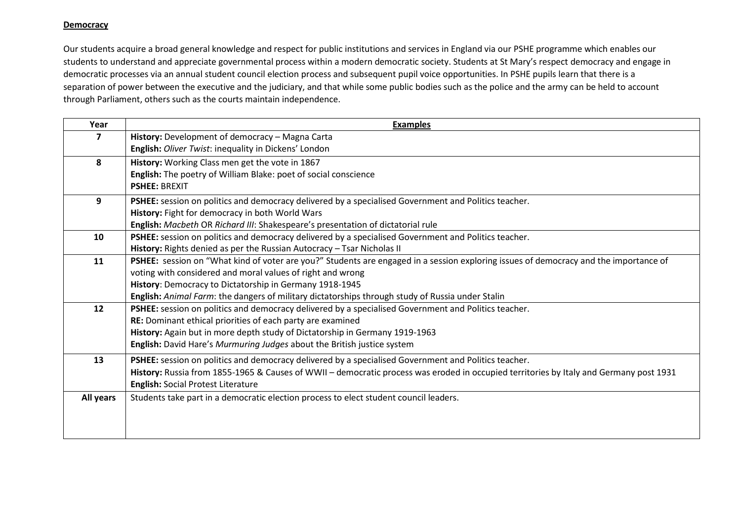**Democracy**

Our students acquire a broad general knowledge and respect for public institutions and services in England via our PSHE programme which enables our students to understand and appreciate governmental process within a modern democratic society. Students at St Mary's respect democracy and engage in democratic processes via an annual student council election process and subsequent pupil voice opportunities. In PSHE pupils learn that there is a separation of power between the executive and the judiciary, and that while some public bodies such as the police and the army can be held to account through Parliament, others such as the courts maintain independence.

| Year | Examples |
|---|---|
| **7** | **History:** Development of democracy – Magna Carta<br>**English:** *Oliver Twist*: inequality in Dickens' London |
| **8** | **History:** Working Class men get the vote in 1867<br>**English:** The poetry of William Blake: poet of social conscience<br>**PSHEE:** BREXIT |
| **9** | **PSHEE:** session on politics and democracy delivered by a specialised Government and Politics teacher.<br>**History:** Fight for democracy in both World Wars<br>**English:** *Macbeth* OR *Richard III*: Shakespeare's presentation of dictatorial rule |
| **10** | **PSHEE:** session on politics and democracy delivered by a specialised Government and Politics teacher.<br>**History:** Rights denied as per the Russian Autocracy – Tsar Nicholas II |
| **11** | **PSHEE:** session on "What kind of voter are you?" Students are engaged in a session exploring issues of democracy and the importance of voting with considered and moral values of right and wrong<br>**History**: Democracy to Dictatorship in Germany 1918-1945<br>**English:** *Animal Farm*: the dangers of military dictatorships through study of Russia under Stalin |
| **12** | **PSHEE:** session on politics and democracy delivered by a specialised Government and Politics teacher.<br>**RE:** Dominant ethical priorities of each party are examined<br>**History:** Again but in more depth study of Dictatorship in Germany 1919-1963<br>**English:** David Hare's *Murmuring Judges* about the British justice system |
| **13** | **PSHEE:** session on politics and democracy delivered by a specialised Government and Politics teacher.<br>**History:** Russia from 1855-1965 & Causes of WWII – democratic process was eroded in occupied territories by Italy and Germany post 1931<br>**English:** Social Protest Literature |
| **All years** | Students take part in a democratic election process to elect student council leaders. |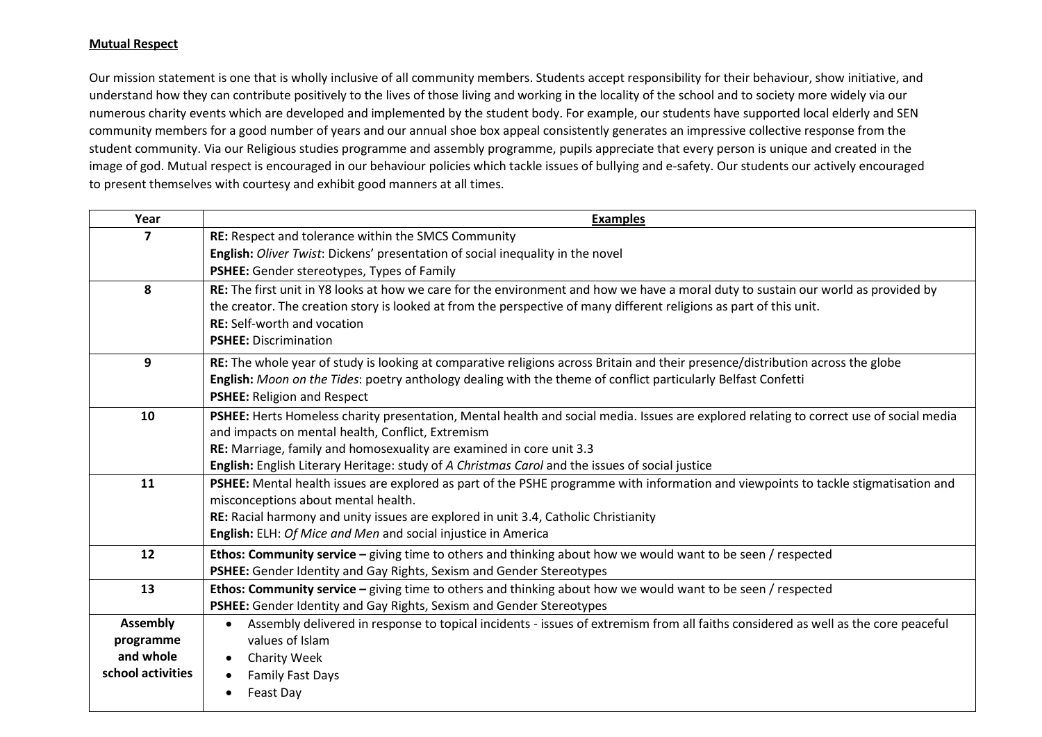**Mutual Respect**

Our mission statement is one that is wholly inclusive of all community members. Students accept responsibility for their behaviour, show initiative, and understand how they can contribute positively to the lives of those living and working in the locality of the school and to society more widely via our numerous charity events which are developed and implemented by the student body. For example, our students have supported local elderly and SEN community members for a good number of years and our annual shoe box appeal consistently generates an impressive collective response from the student community. Via our Religious studies programme and assembly programme, pupils appreciate that every person is unique and created in the image of god. Mutual respect is encouraged in our behaviour policies which tackle issues of bullying and e-safety. Our students our actively encouraged to present themselves with courtesy and exhibit good manners at all times.

| Year | Examples |
|---|---|
| 7 | **RE:** Respect and tolerance within the SMCS Community<br>**English:** *Oliver Twist*: Dickens' presentation of social inequality in the novel<br>**PSHEE:** Gender stereotypes, Types of Family |
| 8 | **RE:** The first unit in Y8 looks at how we care for the environment and how we have a moral duty to sustain our world as provided by the creator. The creation story is looked at from the perspective of many different religions as part of this unit.<br>**RE:** Self-worth and vocation<br>**PSHEE:** Discrimination |
| 9 | **RE:** The whole year of study is looking at comparative religions across Britain and their presence/distribution across the globe<br>**English:** *Moon on the Tides*: poetry anthology dealing with the theme of conflict particularly Belfast Confetti<br>**PSHEE:** Religion and Respect |
| 10 | **PSHEE:** Herts Homeless charity presentation, Mental health and social media. Issues are explored relating to correct use of social media and impacts on mental health, Conflict, Extremism<br>**RE:** Marriage, family and homosexuality are examined in core unit 3.3<br>**English:** English Literary Heritage: study of *A Christmas Carol* and the issues of social justice |
| 11 | **PSHEE:** Mental health issues are explored as part of the PSHE programme with information and viewpoints to tackle stigmatisation and misconceptions about mental health.<br>**RE:** Racial harmony and unity issues are explored in unit 3.4, Catholic Christianity<br>**English:** ELH: *Of Mice and Men* and social injustice in America |
| 12 | **Ethos: Community service –** giving time to others and thinking about how we would want to be seen / respected<br>**PSHEE:** Gender Identity and Gay Rights, Sexism and Gender Stereotypes |
| 13 | **Ethos: Community service –** giving time to others and thinking about how we would want to be seen / respected<br>**PSHEE:** Gender Identity and Gay Rights, Sexism and Gender Stereotypes |
| **Assembly programme and whole school activities** | • Assembly delivered in response to topical incidents - issues of extremism from all faiths considered as well as the core peaceful values of Islam<br>• Charity Week<br>• Family Fast Days<br>• Feast Day |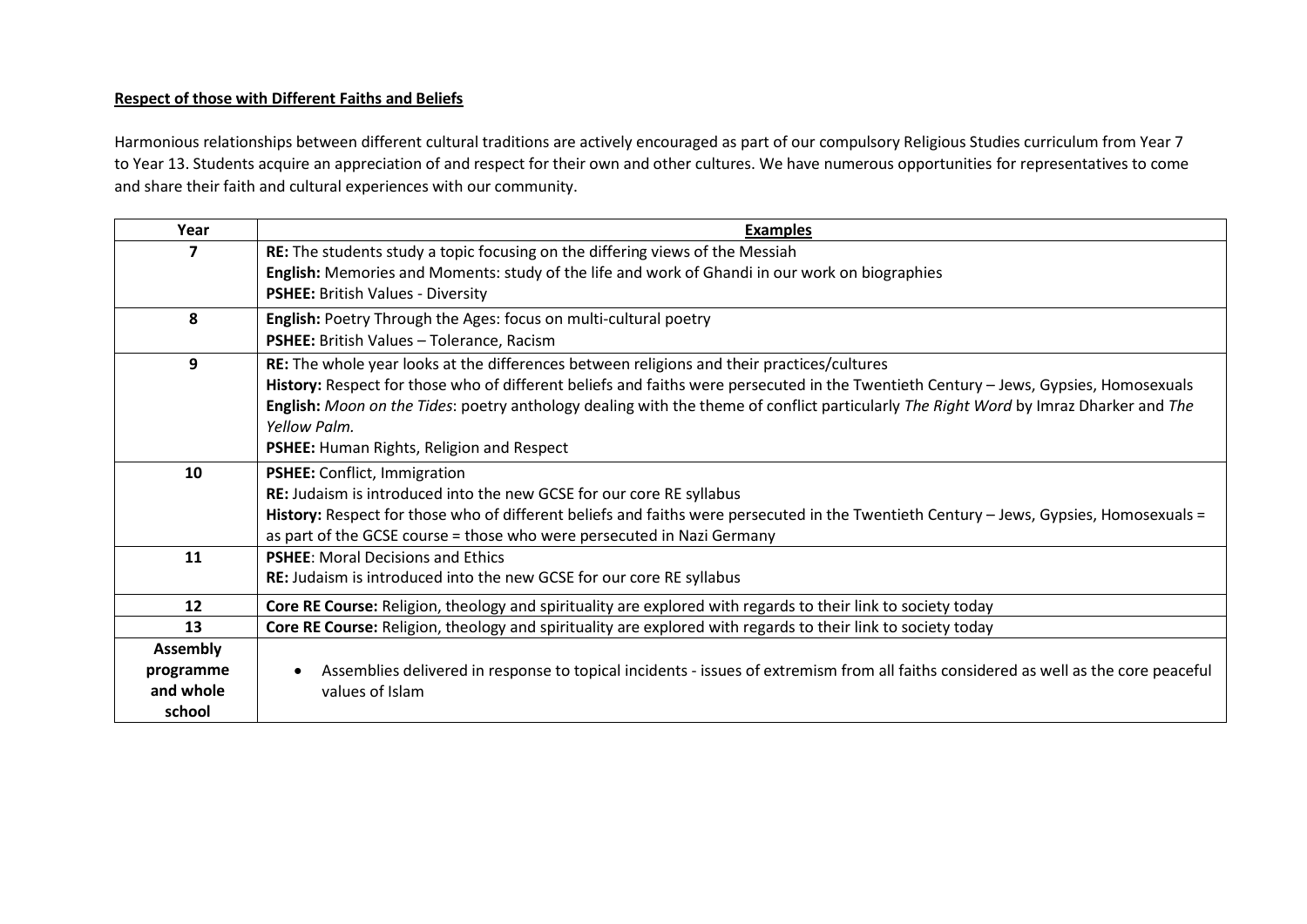**Respect of those with Different Faiths and Beliefs**

Harmonious relationships between different cultural traditions are actively encouraged as part of our compulsory Religious Studies curriculum from Year 7 to Year 13. Students acquire an appreciation of and respect for their own and other cultures. We have numerous opportunities for representatives to come and share their faith and cultural experiences with our community.

| Year | Examples |
|---|---|
| 7 | **RE:** The students study a topic focusing on the differing views of the Messiah<br>**English:** Memories and Moments: study of the life and work of Ghandi in our work on biographies<br>**PSHEE:** British Values - Diversity |
| 8 | **English:** Poetry Through the Ages: focus on multi-cultural poetry<br>**PSHEE:** British Values – Tolerance, Racism |
| 9 | **RE:** The whole year looks at the differences between religions and their practices/cultures<br>**History:** Respect for those who of different beliefs and faiths were persecuted in the Twentieth Century – Jews, Gypsies, Homosexuals<br>**English:** *Moon on the Tides*: poetry anthology dealing with the theme of conflict particularly *The Right Word* by Imraz Dharker and *The Yellow Palm.*<br>**PSHEE:** Human Rights, Religion and Respect |
| 10 | **PSHEE:** Conflict, Immigration<br>**RE:** Judaism is introduced into the new GCSE for our core RE syllabus<br>**History:** Respect for those who of different beliefs and faiths were persecuted in the Twentieth Century – Jews, Gypsies, Homosexuals = as part of the GCSE course = those who were persecuted in Nazi Germany |
| 11 | **PSHEE**: Moral Decisions and Ethics<br>**RE:** Judaism is introduced into the new GCSE for our core RE syllabus |
| 12 | **Core RE Course:** Religion, theology and spirituality are explored with regards to their link to society today |
| 13 | **Core RE Course:** Religion, theology and spirituality are explored with regards to their link to society today |
| **Assembly programme and whole school** | • Assemblies delivered in response to topical incidents - issues of extremism from all faiths considered as well as the core peaceful values of Islam |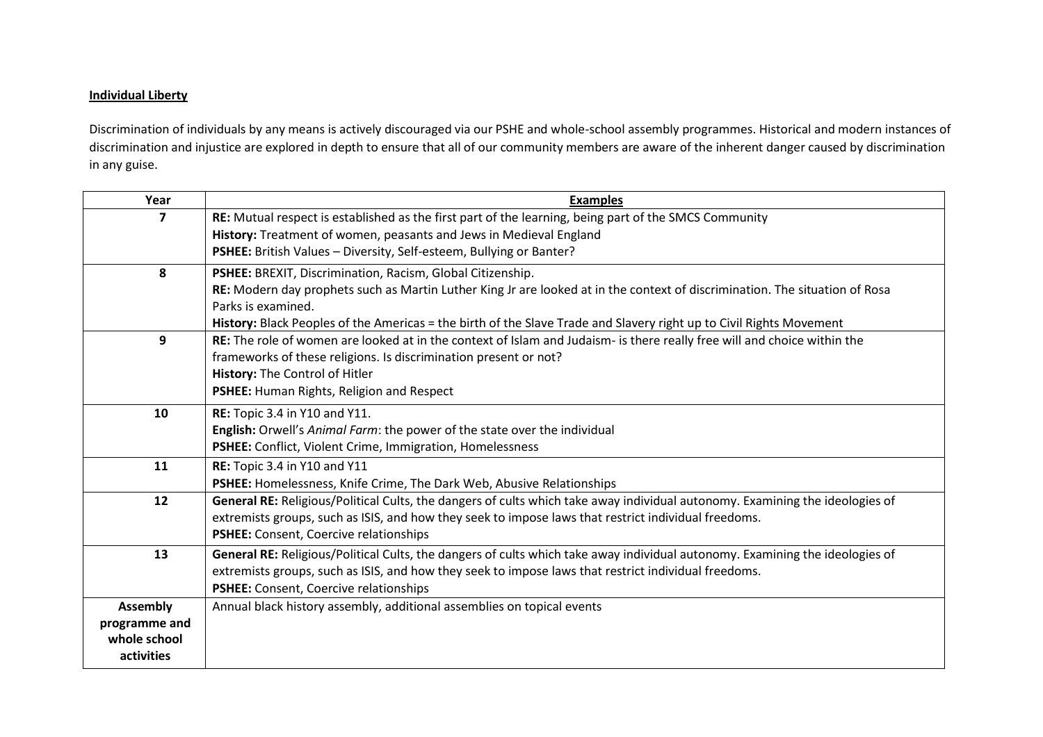**Individual Liberty**

Discrimination of individuals by any means is actively discouraged via our PSHE and whole-school assembly programmes. Historical and modern instances of discrimination and injustice are explored in depth to ensure that all of our community members are aware of the inherent danger caused by discrimination in any guise.

| Year | **Examples** |
|---|---|
| **7** | **RE:** Mutual respect is established as the first part of the learning, being part of the SMCS Community<br>**History:** Treatment of women, peasants and Jews in Medieval England<br>**PSHEE:** British Values – Diversity, Self-esteem, Bullying or Banter? |
| **8** | **PSHEE:** BREXIT, Discrimination, Racism, Global Citizenship.<br>**RE:** Modern day prophets such as Martin Luther King Jr are looked at in the context of discrimination. The situation of Rosa Parks is examined.<br>**History:** Black Peoples of the Americas = the birth of the Slave Trade and Slavery right up to Civil Rights Movement |
| **9** | **RE:** The role of women are looked at in the context of Islam and Judaism- is there really free will and choice within the frameworks of these religions. Is discrimination present or not?<br>**History:** The Control of Hitler<br>**PSHEE:** Human Rights, Religion and Respect |
| **10** | **RE:** Topic 3.4 in Y10 and Y11.<br>**English:** Orwell's *Animal Farm*: the power of the state over the individual<br>**PSHEE:** Conflict, Violent Crime, Immigration, Homelessness |
| **11** | **RE:** Topic 3.4 in Y10 and Y11<br>**PSHEE:** Homelessness, Knife Crime, The Dark Web, Abusive Relationships |
| **12** | **General RE:** Religious/Political Cults, the dangers of cults which take away individual autonomy. Examining the ideologies of extremists groups, such as ISIS, and how they seek to impose laws that restrict individual freedoms.<br>**PSHEE:** Consent, Coercive relationships |
| **13** | **General RE:** Religious/Political Cults, the dangers of cults which take away individual autonomy. Examining the ideologies of extremists groups, such as ISIS, and how they seek to impose laws that restrict individual freedoms.<br>**PSHEE:** Consent, Coercive relationships |
| **Assembly programme and whole school activities** | Annual black history assembly, additional assemblies on topical events |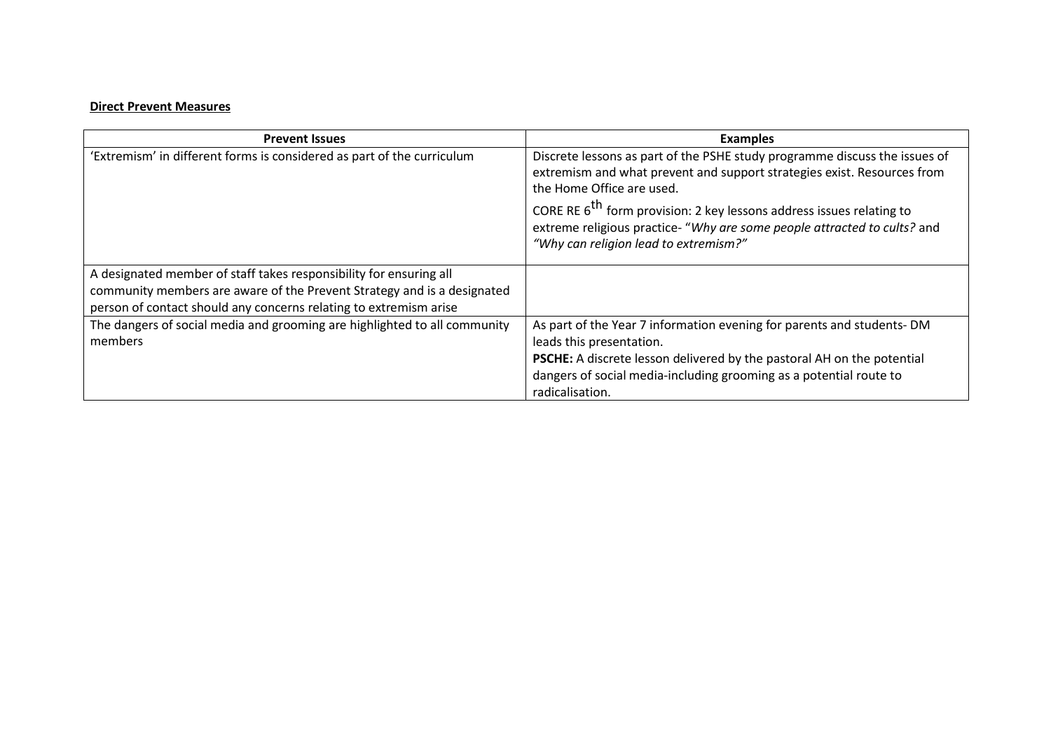**Direct Prevent Measures**

| Prevent Issues | Examples |
|---|---|
| 'Extremism' in different forms is considered as part of the curriculum | Discrete lessons as part of the PSHE study programme discuss the issues of extremism and what prevent and support strategies exist. Resources from the Home Office are used.<br>CORE RE 6$^{th}$ form provision: 2 key lessons address issues relating to extreme religious practice- "*Why are some people attracted to cults?* and *"Why can religion lead to extremism?"* |
| A designated member of staff takes responsibility for ensuring all community members are aware of the Prevent Strategy and is a designated person of contact should any concerns relating to extremism arise | |
| The dangers of social media and grooming are highlighted to all community members | As part of the Year 7 information evening for parents and students- DM leads this presentation.<br>**PSCHE:** A discrete lesson delivered by the pastoral AH on the potential dangers of social media-including grooming as a potential route to radicalisation. |